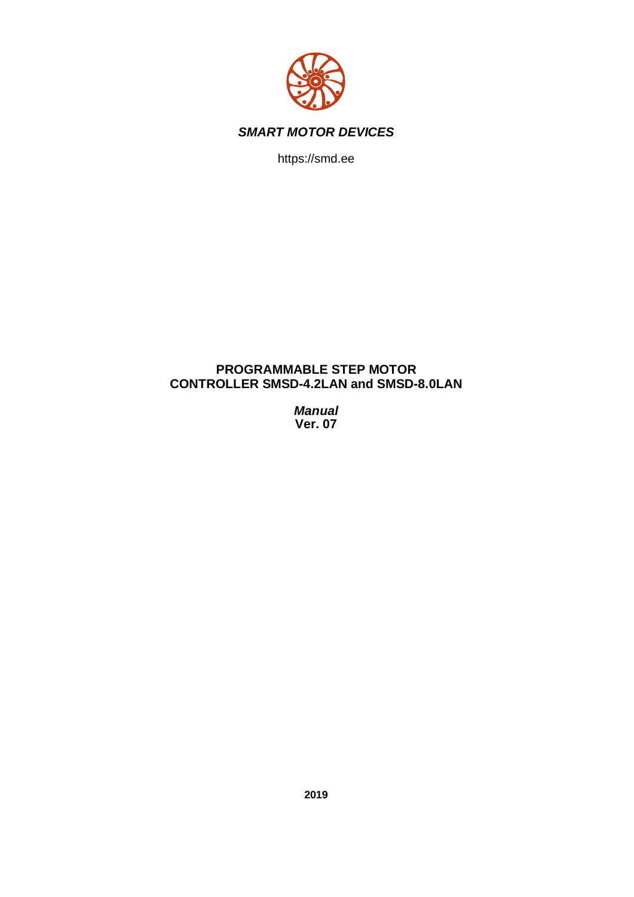***SMART MOTOR DEVICES***

https://smd.ee

# PROGRAMMABLE STEP MOTOR CONTROLLER SMSD-4.2LAN and SMSD-8.0LAN

***Manual***

**Ver. 07**

**2019**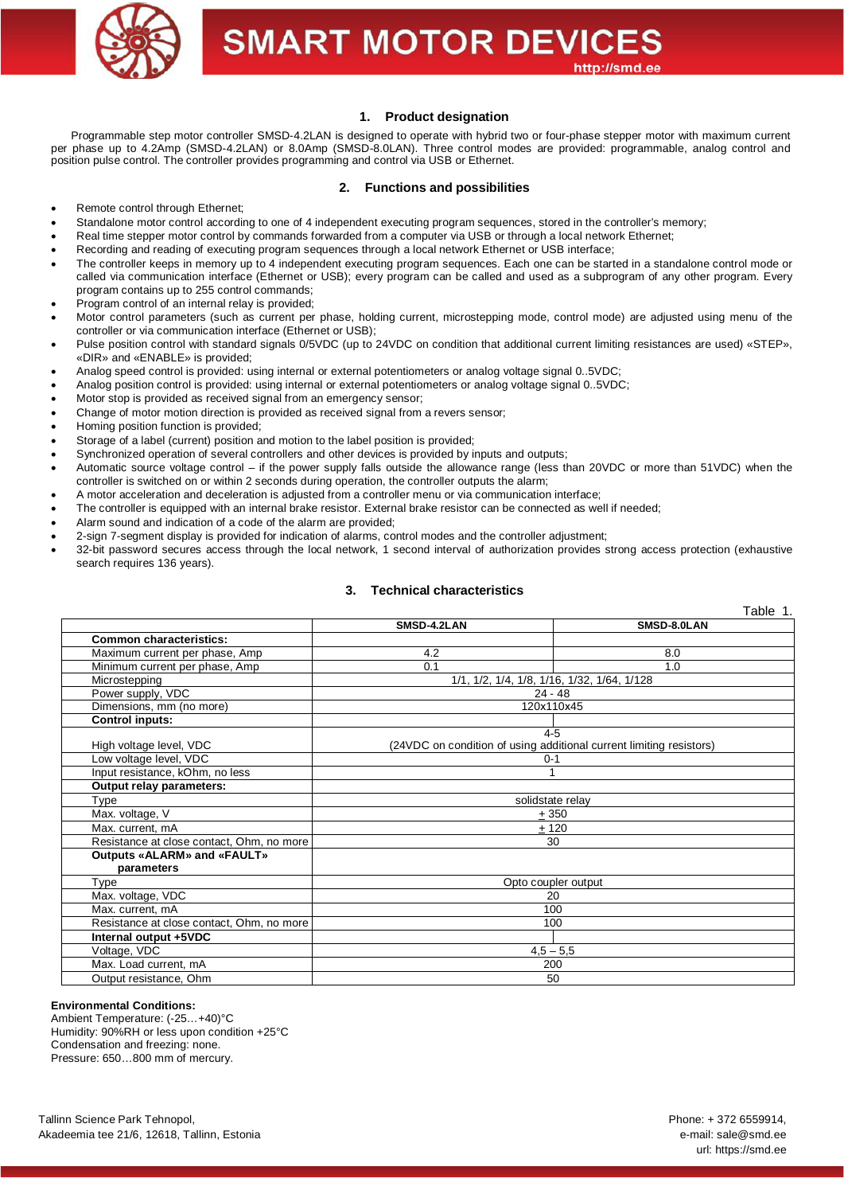## 1. Product designation

Programmable step motor controller SMSD-4.2LAN is designed to operate with hybrid two or four-phase stepper motor with maximum current per phase up to 4.2Amp (SMSD-4.2LAN) or 8.0Amp (SMSD-8.0LAN). Three control modes are provided: programmable, analog control and position pulse control. The controller provides programming and control via USB or Ethernet.

## 2. Functions and possibilities

- Remote control through Ethernet;
- Standalone motor control according to one of 4 independent executing program sequences, stored in the controller's memory;
- Real time stepper motor control by commands forwarded from a computer via USB or through a local network Ethernet;
- Recording and reading of executing program sequences through a local network Ethernet or USB interface;
- The controller keeps in memory up to 4 independent executing program sequences. Each one can be started in a standalone control mode or called via communication interface (Ethernet or USB); every program can be called and used as a subprogram of any other program. Every program contains up to 255 control commands;
- Program control of an internal relay is provided;
- Motor control parameters (such as current per phase, holding current, microstepping mode, control mode) are adjusted using menu of the controller or via communication interface (Ethernet or USB);
- Pulse position control with standard signals 0/5VDC (up to 24VDC on condition that additional current limiting resistances are used) «STEP», «DIR» and «ENABLE» is provided;
- Analog speed control is provided: using internal or external potentiometers or analog voltage signal 0..5VDC;
- Analog position control is provided: using internal or external potentiometers or analog voltage signal 0..5VDC;
- Motor stop is provided as received signal from an emergency sensor;
- Change of motor motion direction is provided as received signal from a revers sensor;
- Homing position function is provided;
- Storage of a label (current) position and motion to the label position is provided;
- Synchronized operation of several controllers and other devices is provided by inputs and outputs;
- Automatic source voltage control – if the power supply falls outside the allowance range (less than 20VDC or more than 51VDC) when the controller is switched on or within 2 seconds during operation, the controller outputs the alarm;
- A motor acceleration and deceleration is adjusted from a controller menu or via communication interface;
- The controller is equipped with an internal brake resistor. External brake resistor can be connected as well if needed;
- Alarm sound and indication of a code of the alarm are provided;
- 2-sign 7-segment display is provided for indication of alarms, control modes and the controller adjustment;
- 32-bit password secures access through the local network, 1 second interval of authorization provides strong access protection (exhaustive search requires 136 years).

## 3. Technical characteristics

Table 1.

| | SMSD-4.2LAN | SMSD-8.0LAN |
|---|---|---|
| **Common characteristics:** | | |
| Maximum current per phase, Amp | 4.2 | 8.0 |
| Minimum current per phase, Amp | 0.1 | 1.0 |
| Microstepping | 1/1, 1/2, 1/4, 1/8, 1/16, 1/32, 1/64, 1/128 | |
| Power supply, VDC | 24 - 48 | |
| Dimensions, mm (no more) | 120x110x45 | |
| **Control inputs:** | | |
| High voltage level, VDC | 4-5 (24VDC on condition of using additional current limiting resistors) | |
| Low voltage level, VDC | 0-1 | |
| Input resistance, kOhm, no less | 1 | |
| **Output relay parameters:** | | |
| Type | solidstate relay | |
| Max. voltage, V | ± 350 | |
| Max. current, mA | ± 120 | |
| Resistance at close contact, Ohm, no more | 30 | |
| **Outputs «ALARM» and «FAULT» parameters** | | |
| Type | Opto coupler output | |
| Max. voltage, VDC | 20 | |
| Max. current, mA | 100 | |
| Resistance at close contact, Ohm, no more | 100 | |
| **Internal output +5VDC** | | |
| Voltage, VDC | 4,5 – 5,5 | |
| Max. Load current, mA | 200 | |
| Output resistance, Ohm | 50 | |

**Environmental Conditions:**
Ambient Temperature: (-25…+40)°C
Humidity: 90%RH or less upon condition +25°C
Condensation and freezing: none.
Pressure: 650…800 mm of mercury.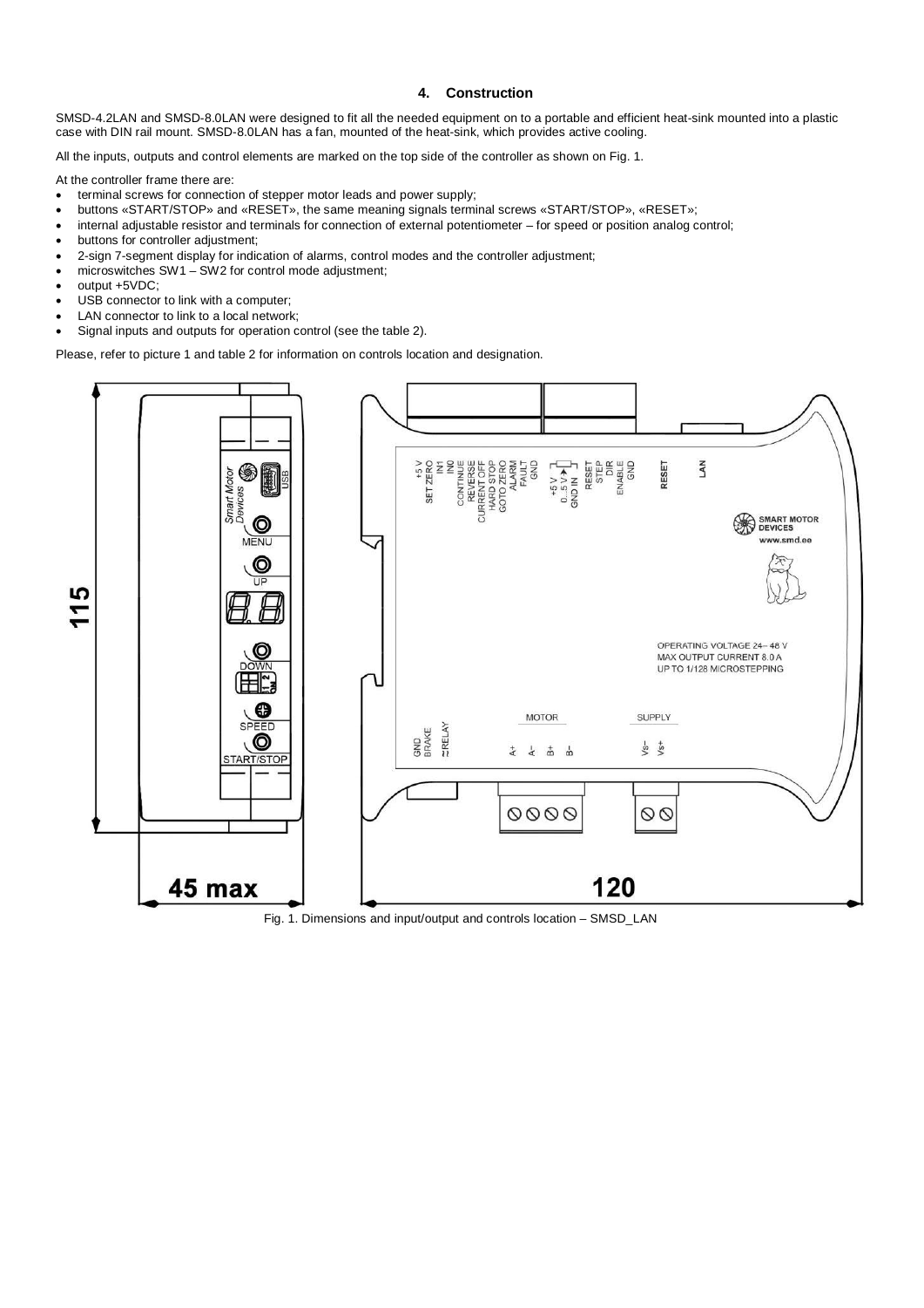### 4. Construction

SMSD-4.2LAN and SMSD-8.0LAN were designed to fit all the needed equipment on to a portable and efficient heat-sink mounted into a plastic case with DIN rail mount. SMSD-8.0LAN has a fan, mounted of the heat-sink, which provides active cooling.

All the inputs, outputs and control elements are marked on the top side of the controller as shown on Fig. 1.

At the controller frame there are:

- terminal screws for connection of stepper motor leads and power supply;
- buttons «START/STOP» and «RESET», the same meaning signals terminal screws «START/STOP», «RESET»;
- internal adjustable resistor and terminals for connection of external potentiometer – for speed or position analog control;
- buttons for controller adjustment;
- 2-sign 7-segment display for indication of alarms, control modes and the controller adjustment;
- microswitches SW1 – SW2 for control mode adjustment;
- output +5VDC;
- USB connector to link with a computer;
- LAN connector to link to a local network;
- Signal inputs and outputs for operation control (see the table 2).

Please, refer to picture 1 and table 2 for information on controls location and designation.

Fig. 1. Dimensions and input/output and controls location – SMSD_LAN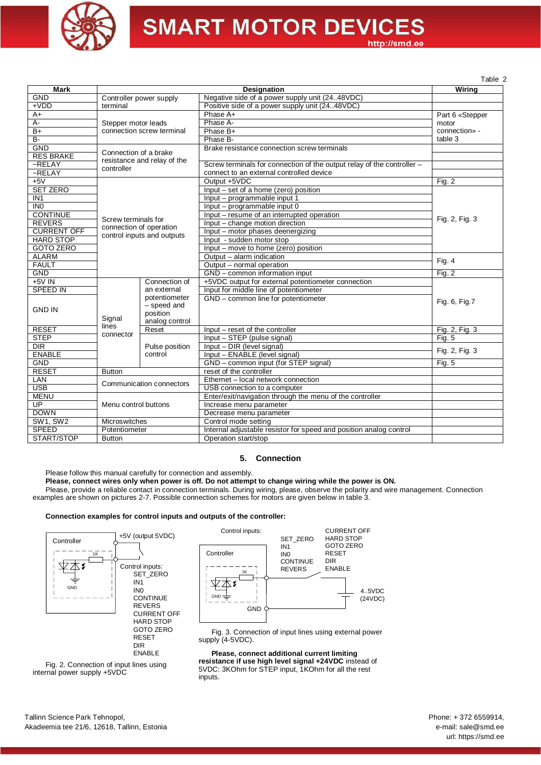Table 2

| Mark | Designation | | | Wiring |
|---|---|---|---|---|
| GND | Controller power supply terminal | | Negative side of a power supply unit (24..48VDC) | |
| +VDD | | | Positive side of a power supply unit (24..48VDC) | |
| A+ | Stepper motor leads connection screw terminal | | Phase A+ | Part 6 «Stepper motor connection» - table 3 |
| A- | | | Phase A- | |
| B+ | | | Phase B+ | |
| B- | | | Phase B- | |
| GND | Connection of a brake resistance and relay of the controller | | Brake resistance connection screw terminals | |
| RES BRAKE | | | | |
| ~RELAY | | | Screw terminals for connection of the output relay of the controller – connect to an external controlled device | |
| ~RELAY | | | | |
| +5V | Screw terminals for connection of operation control inputs and outputs | | Output +5VDC | Fig. 2 |
| SET ZERO | | | Input – set of a home (zero) position | Fig. 2, Fig. 3 |
| IN1 | | | Input – programmable input 1 | |
| IN0 | | | Input – programmable input 0 | |
| CONTINUE | | | Input – resume of an interrupted operation | |
| REVERS | | | Input – change motion direction | |
| CURRENT OFF | | | Input – motor phases deenergizing | |
| HARD STOP | | | Input - sudden motor stop | |
| GOTO ZERO | | | Input – move to home (zero) position | |
| ALARM | | | Output – alarm indication | Fig. 4 |
| FAULT | | | Output – normal operation | |
| GND | | | GND – common information input | Fig. 2 |
| +5V IN | Signal lines connector | Connection of an external potentiometer – speed and position analog control | +5VDC output for external potentiometer connection | Fig. 6, Fig.7 |
| SPEED IN | | | Input for middle line of potentiometer | |
| GND IN | | | GND – common line for potentiometer | |
| RESET | | Reset | Input – reset of the controller | Fig. 2, Fig. 3 |
| STEP | | Pulse position control | Input – STEP (pulse signal) | Fig. 5 |
| DIR | | | Input – DIR (level signal) | Fig. 2, Fig. 3 |
| ENABLE | | | Input – ENABLE (level signal) | |
| GND | | | GND – common input (for STEP signal) | Fig. 5 |
| RESET | Button | | reset of the controller | |
| LAN | Communication connectors | | Ethernet – local network connection | |
| USB | | | USB connection to a computer | |
| MENU | Menu control buttons | | Enter/exit/navigation through the menu of the controller | |
| UP | | | Increase menu parameter | |
| DOWN | | | Decrease menu parameter | |
| SW1, SW2 | Microswitches | | Control mode setting | |
| SPEED | Potentiometer | | Internal adjustable resistor for speed and position analog control | |
| START/STOP | Button | | Operation start/stop | |

## 5. Connection

Please follow this manual carefully for connection and assembly.

**Please, connect wires only when power is off. Do not attempt to change wiring while the power is ON.**

Please, provide a reliable contact in connection terminals. During wiring, please, observe the polarity and wire management. Connection examples are shown on pictures 2-7. Possible connection schemes for motors are given below in table 3.

**Connection examples for control inputs and outputs of the controller:**

Controller | +5V (output 5VDC) | Control inputs: SET_ZERO, IN1, IN0, CONTINUE, REVERS, CURRENT OFF, HARD STOP, GOTO ZERO, RESET, DIR, ENABLE

Fig. 2. Connection of input lines using internal power supply +5VDC

Control inputs: SET_ZERO, IN1, IN0, CONTINUE, REVERS, CURRENT OFF, HARD STOP, GOTO ZERO, RESET, DIR, ENABLE | Controller | GND | 4..5VDC (24VDC)

Fig. 3. Connection of input lines using external power supply (4-5VDC).

**Please, connect additional current limiting resistance if use high level signal +24VDC** instead of 5VDC: 3KOhm for STEP input, 1KOhm for all the rest inputs.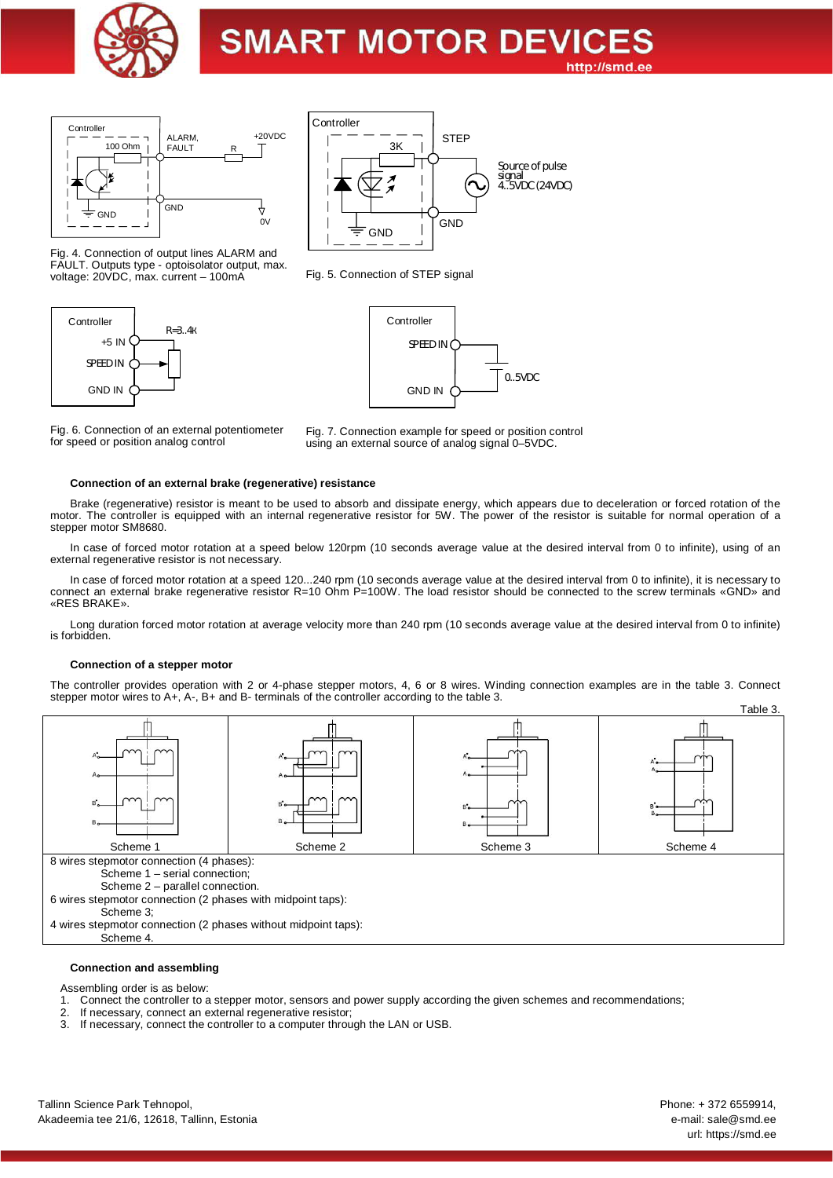Fig. 4. Connection of output lines ALARM and FAULT. Outputs type - optoisolator output, max. voltage: 20VDC, max. current – 100mA

Fig. 5. Connection of STEP signal

Fig. 6. Connection of an external potentiometer for speed or position analog control

Fig. 7. Connection example for speed or position control using an external source of analog signal 0–5VDC.

#### Connection of an external brake (regenerative) resistance

Brake (regenerative) resistor is meant to be used to absorb and dissipate energy, which appears due to deceleration or forced rotation of the motor. The controller is equipped with an internal regenerative resistor for 5W. The power of the resistor is suitable for normal operation of a stepper motor SM8680.

In case of forced motor rotation at a speed below 120rpm (10 seconds average value at the desired interval from 0 to infinite), using of an external regenerative resistor is not necessary.

In case of forced motor rotation at a speed 120...240 rpm (10 seconds average value at the desired interval from 0 to infinite), it is necessary to connect an external brake regenerative resistor R=10 Ohm P=100W. The load resistor should be connected to the screw terminals «GND» and «RES BRAKE».

Long duration forced motor rotation at average velocity more than 240 rpm (10 seconds average value at the desired interval from 0 to infinite) is forbidden.

#### Connection of a stepper motor

The controller provides operation with 2 or 4-phase stepper motors, 4, 6 or 8 wires. Winding connection examples are in the table 3. Connect stepper motor wires to A+, A-, B+ and B- terminals of the controller according to the table 3.

Table 3.

| Scheme 1 | Scheme 2 | Scheme 3 | Scheme 4 |
|---|---|---|---|

8 wires stepmotor connection (4 phases):
- Scheme 1 – serial connection;
- Scheme 2 – parallel connection.

6 wires stepmotor connection (2 phases with midpoint taps):
- Scheme 3;

4 wires stepmotor connection (2 phases without midpoint taps):
- Scheme 4.

#### Connection and assembling

Assembling order is as below:

1. Connect the controller to a stepper motor, sensors and power supply according the given schemes and recommendations;
2. If necessary, connect an external regenerative resistor;
3. If necessary, connect the controller to a computer through the LAN or USB.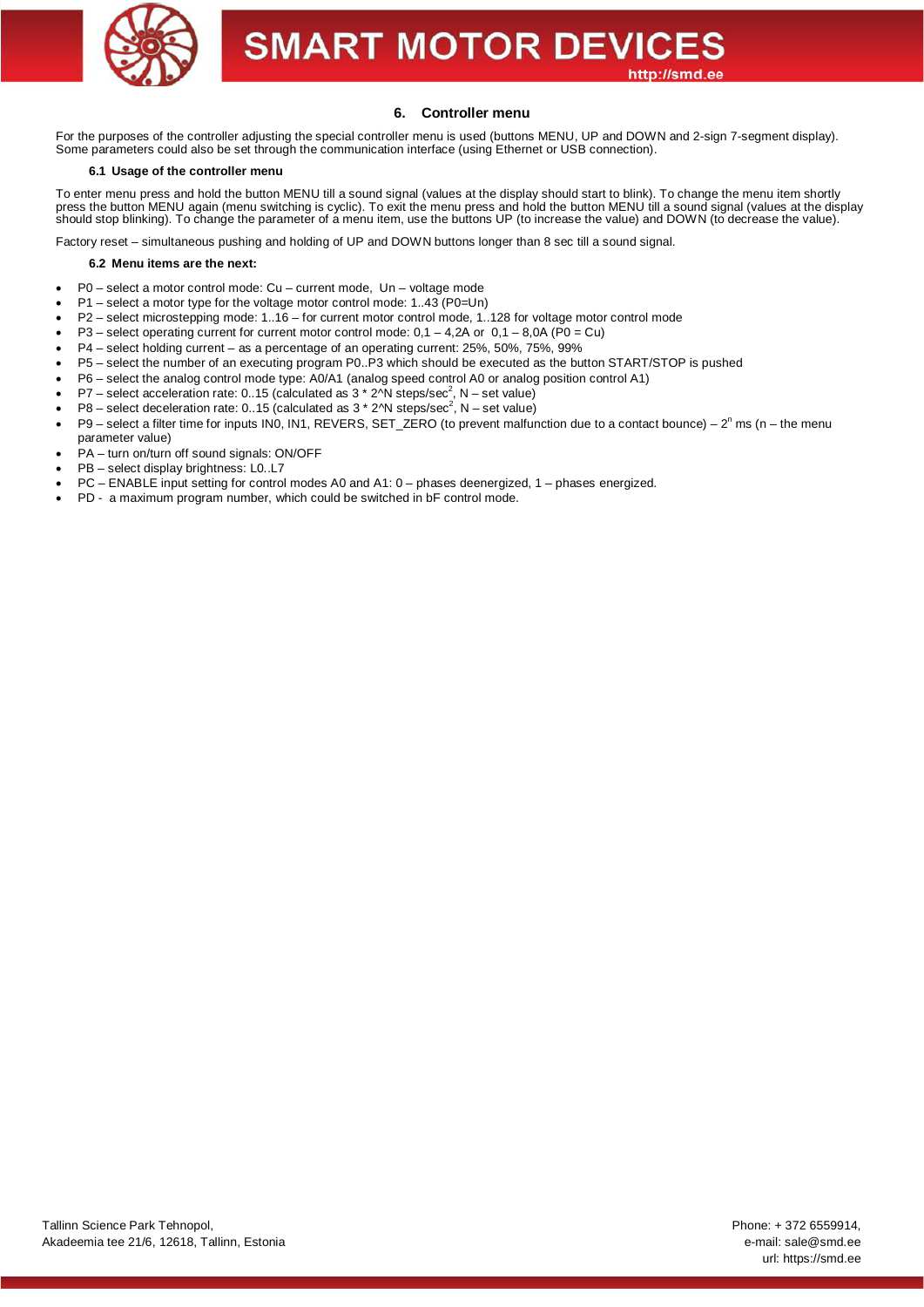## 6. Controller menu

For the purposes of the controller adjusting the special controller menu is used (buttons MENU, UP and DOWN and 2-sign 7-segment display). Some parameters could also be set through the communication interface (using Ethernet or USB connection).

### 6.1 Usage of the controller menu

To enter menu press and hold the button MENU till a sound signal (values at the display should start to blink). To change the menu item shortly press the button MENU again (menu switching is cyclic). To exit the menu press and hold the button MENU till a sound signal (values at the display should stop blinking). To change the parameter of a menu item, use the buttons UP (to increase the value) and DOWN (to decrease the value).

Factory reset – simultaneous pushing and holding of UP and DOWN buttons longer than 8 sec till a sound signal.

### 6.2 Menu items are the next:

- P0 – select a motor control mode: Cu – current mode, Un – voltage mode
- P1 – select a motor type for the voltage motor control mode: 1..43 (P0=Un)
- P2 – select microstepping mode: 1..16 – for current motor control mode, 1..128 for voltage motor control mode
- P3 – select operating current for current motor control mode: 0,1 – 4,2A or 0,1 – 8,0A (P0 = Cu)
- P4 – select holding current – as a percentage of an operating current: 25%, 50%, 75%, 99%
- P5 – select the number of an executing program P0..P3 which should be executed as the button START/STOP is pushed
- P6 – select the analog control mode type: A0/A1 (analog speed control A0 or analog position control A1)
- P7 – select acceleration rate: 0..15 (calculated as 3 * 2^N steps/sec$^2$, N – set value)
- P8 – select deceleration rate: 0..15 (calculated as 3 * 2^N steps/sec$^2$, N – set value)
- P9 – select a filter time for inputs IN0, IN1, REVERS, SET_ZERO (to prevent malfunction due to a contact bounce) – $2^n$ ms (n – the menu parameter value)
- PA – turn on/turn off sound signals: ON/OFF
- PB – select display brightness: L0..L7
- PC – ENABLE input setting for control modes A0 and A1: 0 – phases deenergized, 1 – phases energized.
- PD - a maximum program number, which could be switched in bF control mode.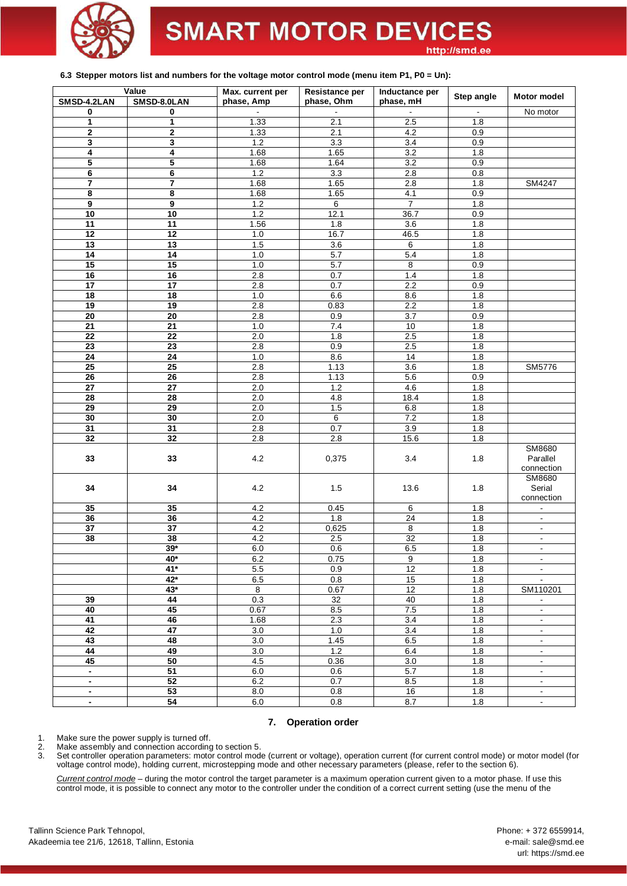**6.3 Stepper motors list and numbers for the voltage motor control mode (menu item P1, P0 = Un):**

| Value | | Max. current per phase, Amp | Resistance per phase, Ohm | Inductance per phase, mH | Step angle | Motor model |
|---|---|---|---|---|---|---|
| SMSD-4.2LAN | SMSD-8.0LAN | | | | | |
| 0 | 0 | - | - | - | - | No motor |
| 1 | 1 | 1.33 | 2.1 | 2.5 | 1.8 | |
| 2 | 2 | 1.33 | 2.1 | 4.2 | 0.9 | |
| 3 | 3 | 1.2 | 3.3 | 3.4 | 0.9 | |
| 4 | 4 | 1.68 | 1.65 | 3.2 | 1.8 | |
| 5 | 5 | 1.68 | 1.64 | 3.2 | 0.9 | |
| 6 | 6 | 1.2 | 3.3 | 2.8 | 0.8 | |
| 7 | 7 | 1.68 | 1.65 | 2.8 | 1.8 | SM4247 |
| 8 | 8 | 1.68 | 1.65 | 4.1 | 0.9 | |
| 9 | 9 | 1.2 | 6 | 7 | 1.8 | |
| 10 | 10 | 1.2 | 12.1 | 36.7 | 0.9 | |
| 11 | 11 | 1.56 | 1.8 | 3.6 | 1.8 | |
| 12 | 12 | 1.0 | 16.7 | 46.5 | 1.8 | |
| 13 | 13 | 1.5 | 3.6 | 6 | 1.8 | |
| 14 | 14 | 1.0 | 5.7 | 5.4 | 1.8 | |
| 15 | 15 | 1.0 | 5.7 | 8 | 0.9 | |
| 16 | 16 | 2.8 | 0.7 | 1.4 | 1.8 | |
| 17 | 17 | 2.8 | 0.7 | 2.2 | 0.9 | |
| 18 | 18 | 1.0 | 6.6 | 8.6 | 1.8 | |
| 19 | 19 | 2.8 | 0.83 | 2.2 | 1.8 | |
| 20 | 20 | 2.8 | 0.9 | 3.7 | 0.9 | |
| 21 | 21 | 1.0 | 7.4 | 10 | 1.8 | |
| 22 | 22 | 2.0 | 1.8 | 2.5 | 1.8 | |
| 23 | 23 | 2.8 | 0.9 | 2.5 | 1.8 | |
| 24 | 24 | 1.0 | 8.6 | 14 | 1.8 | |
| 25 | 25 | 2.8 | 1.13 | 3.6 | 1.8 | SM5776 |
| 26 | 26 | 2.8 | 1.13 | 5.6 | 0.9 | |
| 27 | 27 | 2.0 | 1.2 | 4.6 | 1.8 | |
| 28 | 28 | 2.0 | 4.8 | 18.4 | 1.8 | |
| 29 | 29 | 2.0 | 1.5 | 6.8 | 1.8 | |
| 30 | 30 | 2.0 | 6 | 7.2 | 1.8 | |
| 31 | 31 | 2.8 | 0.7 | 3.9 | 1.8 | |
| 32 | 32 | 2.8 | 2.8 | 15.6 | 1.8 | |
| 33 | 33 | 4.2 | 0,375 | 3.4 | 1.8 | SM8680 Parallel connection |
| 34 | 34 | 4.2 | 1.5 | 13.6 | 1.8 | SM8680 Serial connection |
| 35 | 35 | 4.2 | 0.45 | 6 | 1.8 | - |
| 36 | 36 | 4.2 | 1.8 | 24 | 1.8 | - |
| 37 | 37 | 4.2 | 0,625 | 8 | 1.8 | - |
| 38 | 38 | 4.2 | 2.5 | 32 | 1.8 | - |
| | 39* | 6.0 | 0.6 | 6.5 | 1.8 | - |
| | 40* | 6.2 | 0.75 | 9 | 1.8 | - |
| | 41* | 5.5 | 0.9 | 12 | 1.8 | - |
| | 42* | 6.5 | 0.8 | 15 | 1.8 | - |
| | 43* | 8 | 0.67 | 12 | 1.8 | SM110201 |
| 39 | 44 | 0.3 | 32 | 40 | 1.8 | - |
| 40 | 45 | 0.67 | 8.5 | 7.5 | 1.8 | - |
| 41 | 46 | 1.68 | 2.3 | 3.4 | 1.8 | - |
| 42 | 47 | 3.0 | 1.0 | 3.4 | 1.8 | - |
| 43 | 48 | 3.0 | 1.45 | 6.5 | 1.8 | - |
| 44 | 49 | 3.0 | 1.2 | 6.4 | 1.8 | - |
| 45 | 50 | 4.5 | 0.36 | 3.0 | 1.8 | - |
| - | 51 | 6.0 | 0.6 | 5.7 | 1.8 | - |
| - | 52 | 6.2 | 0.7 | 8.5 | 1.8 | - |
| - | 53 | 8.0 | 0.8 | 16 | 1.8 | - |
| - | 54 | 6.0 | 0.8 | 8.7 | 1.8 | - |

## 7. Operation order

1. Make sure the power supply is turned off.
2. Make assembly and connection according to section 5.
3. Set controller operation parameters: motor control mode (current or voltage), operation current (for current control mode) or motor model (for voltage control mode), holding current, microstepping mode and other necessary parameters (please, refer to the section 6).

   _Current control mode_ – during the motor control the target parameter is a maximum operation current given to a motor phase. If use this control mode, it is possible to connect any motor to the controller under the condition of a correct current setting (use the menu of the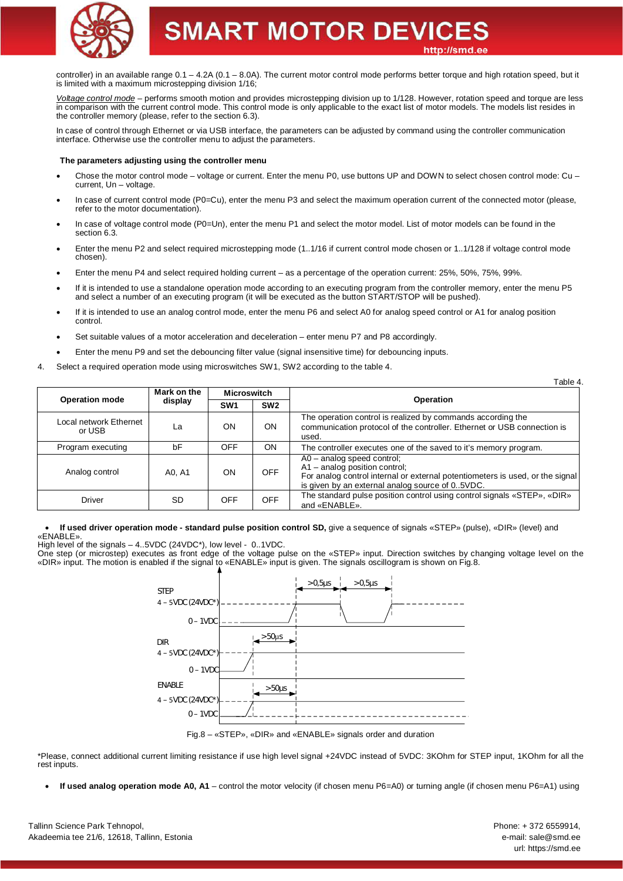controller) in an available range 0.1 – 4.2A (0.1 – 8.0A). The current motor control mode performs better torque and high rotation speed, but it is limited with a maximum microstepping division 1/16;

*Voltage control mode* – performs smooth motion and provides microstepping division up to 1/128. However, rotation speed and torque are less in comparison with the current control mode. This control mode is only applicable to the exact list of motor models. The models list resides in the controller memory (please, refer to the section 6.3).

In case of control through Ethernet or via USB interface, the parameters can be adjusted by command using the controller communication interface. Otherwise use the controller menu to adjust the parameters.

**The parameters adjusting using the controller menu**

- Chose the motor control mode – voltage or current. Enter the menu P0, use buttons UP and DOWN to select chosen control mode: Cu – current, Un – voltage.
- In case of current control mode (P0=Cu), enter the menu P3 and select the maximum operation current of the connected motor (please, refer to the motor documentation).
- In case of voltage control mode (P0=Un), enter the menu P1 and select the motor model. List of motor models can be found in the section 6.3.
- Enter the menu P2 and select required microstepping mode (1..1/16 if current control mode chosen or 1..1/128 if voltage control mode chosen).
- Enter the menu P4 and select required holding current – as a percentage of the operation current: 25%, 50%, 75%, 99%.
- If it is intended to use a standalone operation mode according to an executing program from the controller memory, enter the menu P5 and select a number of an executing program (it will be executed as the button START/STOP will be pushed).
- If it is intended to use an analog control mode, enter the menu P6 and select A0 for analog speed control or A1 for analog position control.
- Set suitable values of a motor acceleration and deceleration – enter menu P7 and P8 accordingly.
- Enter the menu P9 and set the debouncing filter value (signal insensitive time) for debouncing inputs.

4. Select a required operation mode using microswitches SW1, SW2 according to the table 4.

Table 4.

| Operation mode | Mark on the display | Microswitch | | Operation |
|---|---|---|---|---|
| | | SW1 | SW2 | |
| Local network Ethernet or USB | La | ON | ON | The operation control is realized by commands according the communication protocol of the controller. Ethernet or USB connection is used. |
| Program executing | bF | OFF | ON | The controller executes one of the saved to it's memory program. |
| Analog control | A0, A1 | ON | OFF | A0 – analog speed control;<br>A1 – analog position control;<br>For analog control internal or external potentiometers is used, or the signal is given by an external analog source of 0..5VDC. |
| Driver | SD | OFF | OFF | The standard pulse position control using control signals «STEP», «DIR» and «ENABLE». |

- **If used driver operation mode - standard pulse position control SD,** give a sequence of signals «STEP» (pulse), «DIR» (level) and «ENABLE».

High level of the signals – 4..5VDC (24VDC*), low level - 0..1VDC.
One step (or microstep) executes as front edge of the voltage pulse on the «STEP» input. Direction switches by changing voltage level on the «DIR» input. The motion is enabled if the signal to «ENABLE» input is given. The signals oscillogram is shown on Fig.8.

Fig.8 – «STEP», «DIR» and «ENABLE» signals order and duration

*Please, connect additional current limiting resistance if use high level signal +24VDC instead of 5VDC: 3KOhm for STEP input, 1KOhm for all the rest inputs.

- **If used analog operation mode A0, A1** – control the motor velocity (if chosen menu P6=A0) or turning angle (if chosen menu P6=A1) using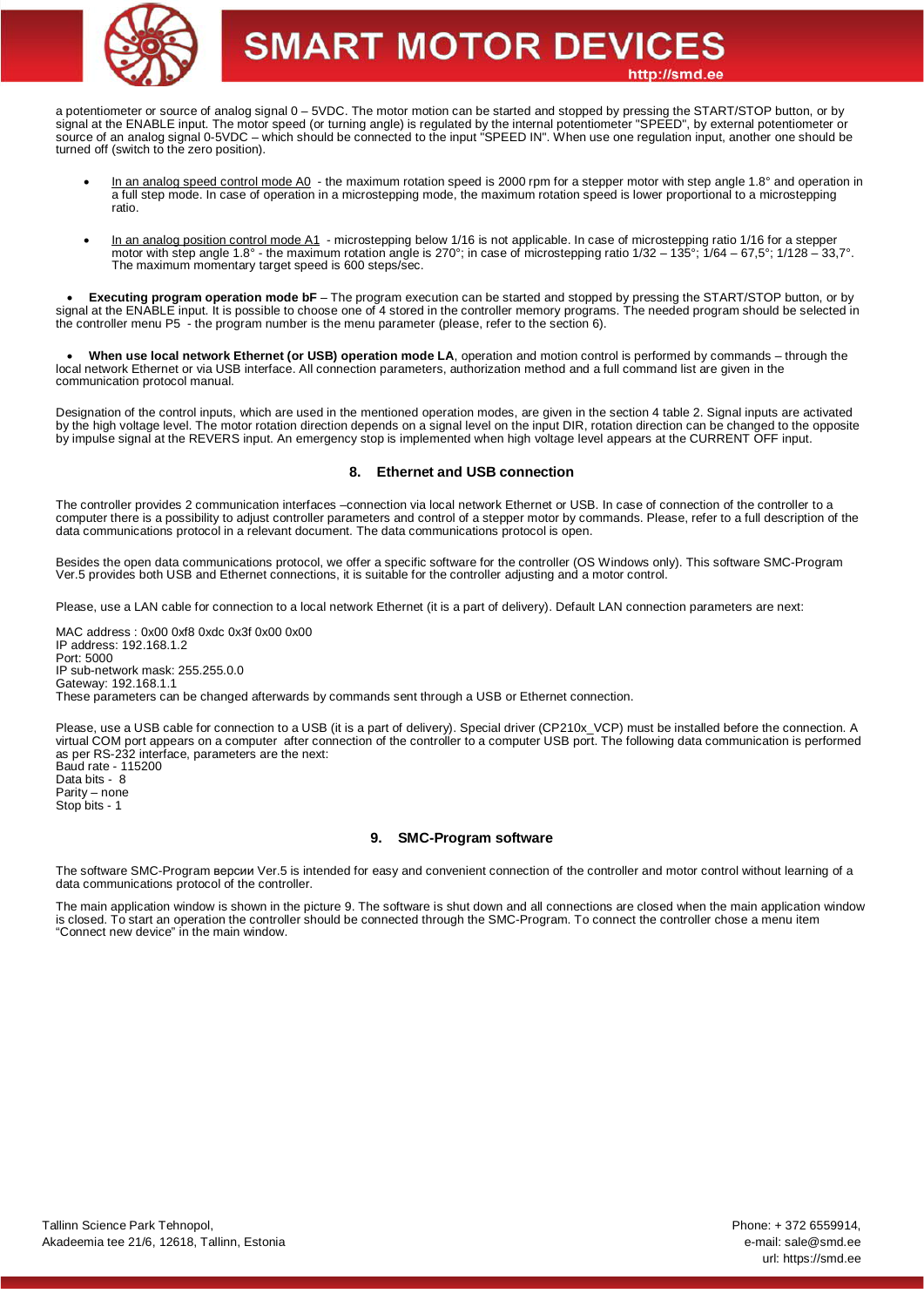a potentiometer or source of analog signal 0 – 5VDC. The motor motion can be started and stopped by pressing the START/STOP button, or by signal at the ENABLE input. The motor speed (or turning angle) is regulated by the internal potentiometer "SPEED", by external potentiometer or source of an analog signal 0-5VDC – which should be connected to the input "SPEED IN". When use one regulation input, another one should be turned off (switch to the zero position).

- In an analog speed control mode A0 - the maximum rotation speed is 2000 rpm for a stepper motor with step angle 1.8° and operation in a full step mode. In case of operation in a microstepping mode, the maximum rotation speed is lower proportional to a microstepping ratio.

- In an analog position control mode A1 - microstepping below 1/16 is not applicable. In case of microstepping ratio 1/16 for a stepper motor with step angle 1.8° - the maximum rotation angle is 270°; in case of microstepping ratio 1/32 – 135°; 1/64 – 67,5°; 1/128 – 33,7°. The maximum momentary target speed is 600 steps/sec.

- **Executing program operation mode bF** – The program execution can be started and stopped by pressing the START/STOP button, or by signal at the ENABLE input. It is possible to choose one of 4 stored in the controller memory programs. The needed program should be selected in the controller menu P5 - the program number is the menu parameter (please, refer to the section 6).

- **When use local network Ethernet (or USB) operation mode LA**, operation and motion control is performed by commands – through the local network Ethernet or via USB interface. All connection parameters, authorization method and a full command list are given in the communication protocol manual.

Designation of the control inputs, which are used in the mentioned operation modes, are given in the section 4 table 2. Signal inputs are activated by the high voltage level. The motor rotation direction depends on a signal level on the input DIR, rotation direction can be changed to the opposite by impulse signal at the REVERS input. An emergency stop is implemented when high voltage level appears at the CURRENT OFF input.

## 8. Ethernet and USB connection

The controller provides 2 communication interfaces –connection via local network Ethernet or USB. In case of connection of the controller to a computer there is a possibility to adjust controller parameters and control of a stepper motor by commands. Please, refer to a full description of the data communications protocol in a relevant document. The data communications protocol is open.

Besides the open data communications protocol, we offer a specific software for the controller (OS Windows only). This software SMC-Program Ver.5 provides both USB and Ethernet connections, it is suitable for the controller adjusting and a motor control.

Please, use a LAN cable for connection to a local network Ethernet (it is a part of delivery). Default LAN connection parameters are next:

MAC address : 0x00 0xf8 0xdc 0x3f 0x00 0x00
IP address: 192.168.1.2
Port: 5000
IP sub-network mask: 255.255.0.0
Gateway: 192.168.1.1
These parameters can be changed afterwards by commands sent through a USB or Ethernet connection.

Please, use a USB cable for connection to a USB (it is a part of delivery). Special driver (CP210x_VCP) must be installed before the connection. A virtual COM port appears on a computer after connection of the controller to a computer USB port. The following data communication is performed as per RS-232 interface, parameters are the next:
Baud rate - 115200
Data bits - 8
Parity – none
Stop bits - 1

## 9. SMC-Program software

The software SMC-Program версии Ver.5 is intended for easy and convenient connection of the controller and motor control without learning of a data communications protocol of the controller.

The main application window is shown in the picture 9. The software is shut down and all connections are closed when the main application window is closed. To start an operation the controller should be connected through the SMC-Program. To connect the controller chose a menu item "Connect new device" in the main window.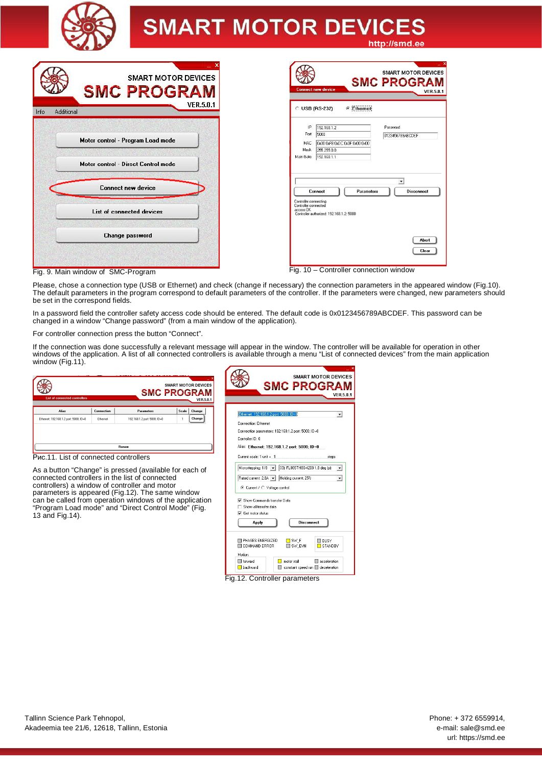Fig. 9. Main window of SMC-Program

Fig. 10 – Controller connection window

Please, chose a connection type (USB or Ethernet) and check (change if necessary) the connection parameters in the appeared window (Fig.10). The default parameters in the program correspond to default parameters of the controller. If the parameters were changed, new parameters should be set in the correspond fields.

In a password field the controller safety access code should be entered. The default code is 0x0123456789ABCDEF. This password can be changed in a window "Change password" (from a main window of the application).

For controller connection press the button "Connect".

If the connection was done successfully a relevant message will appear in the window. The controller will be available for operation in other windows of the application. A list of all connected controllers is available through a menu "List of connected devices" from the main application window (Fig.11).

Рис.11. List of connected controllers

As a button "Change" is pressed (available for each of connected controllers in the list of connected controllers) a window of controller and motor parameters is appeared (Fig.12). The same window can be called from operation windows of the application "Program Load mode" and "Direct Control Mode" (Fig. 13 and Fig.14).

Fig.12. Controller parameters

Tallinn Science Park Tehnopol,
Akadeemia tee 21/6, 12618, Tallinn, Estonia

Phone: + 372 6559914,
e-mail: sale@smd.ee
url: https://smd.ee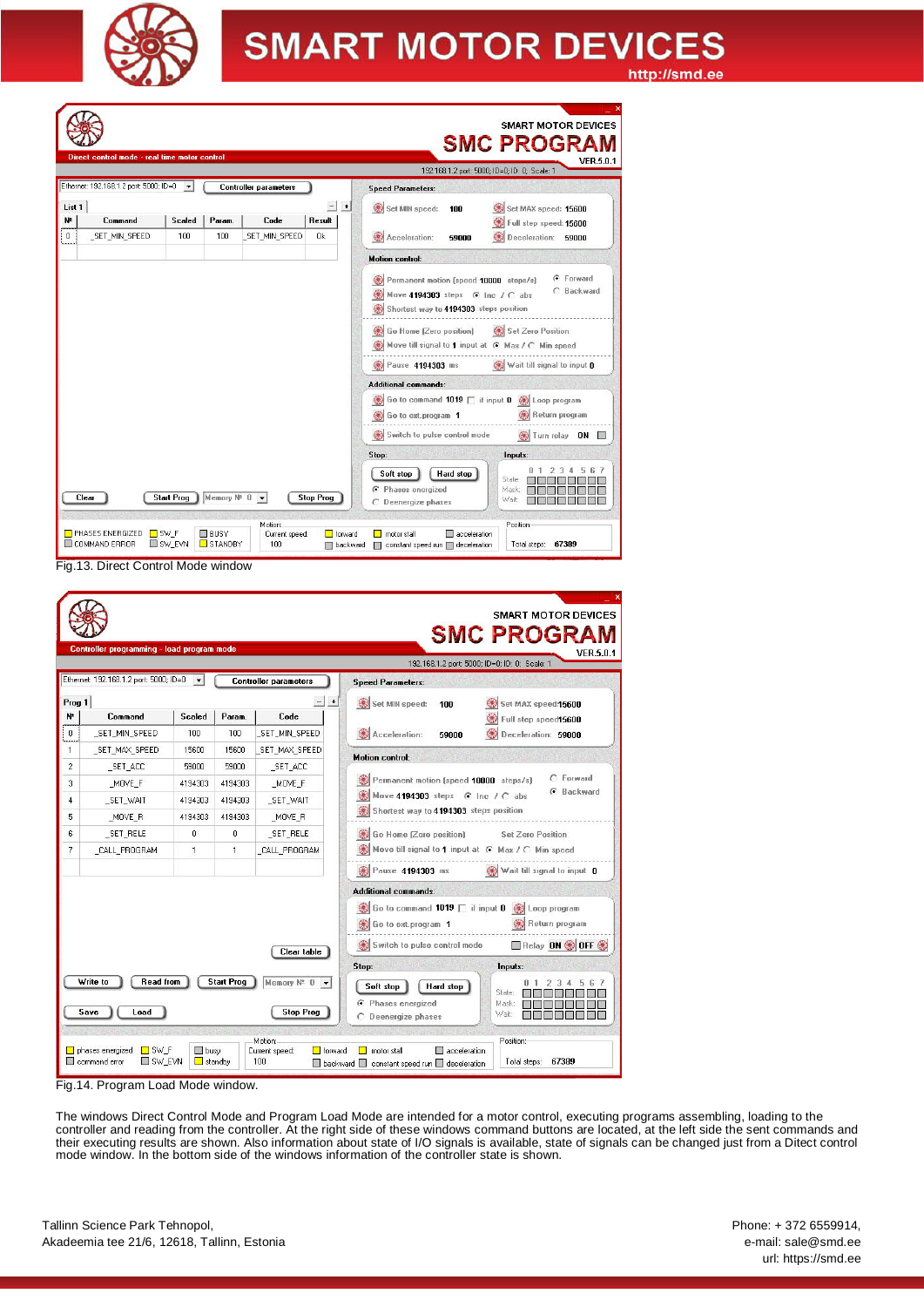Fig.13. Direct Control Mode window

Fig.14. Program Load Mode window.

The windows Direct Control Mode and Program Load Mode are intended for a motor control, executing programs assembling, loading to the controller and reading from the controller. At the right side of these windows command buttons are located, at the left side the sent commands and their executing results are shown. Also information about state of I/O signals is available, state of signals can be changed just from a Ditect control mode window. In the bottom side of the windows information of the controller state is shown.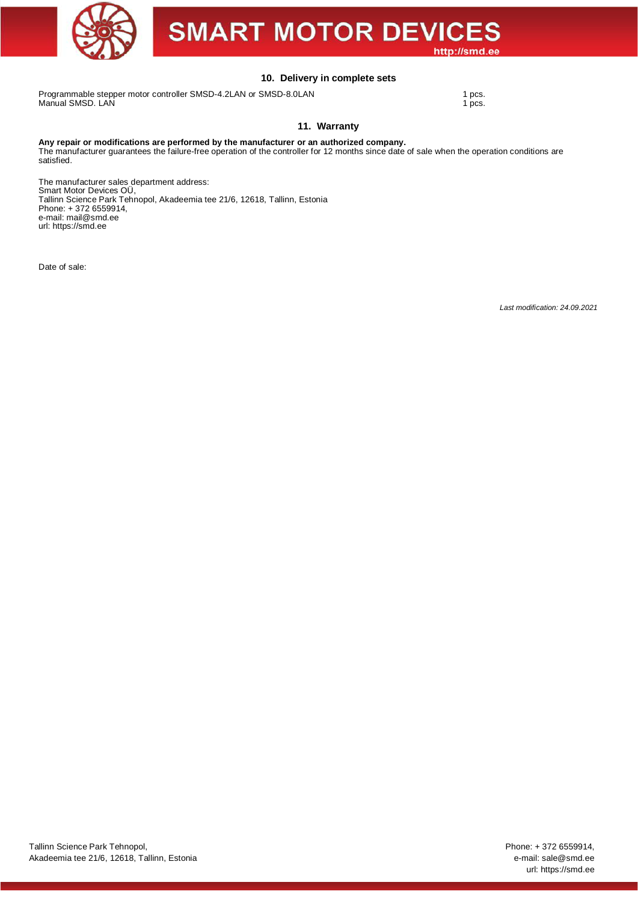## 10. Delivery in complete sets

| | |
|---|---|
| Programmable stepper motor controller SMSD-4.2LAN or SMSD-8.0LAN | 1 pcs. |
| Manual SMSD. LAN | 1 pcs. |

## 11. Warranty

**Any repair or modifications are performed by the manufacturer or an authorized company.**
The manufacturer guarantees the failure-free operation of the controller for 12 months since date of sale when the operation conditions are satisfied.

The manufacturer sales department address:
Smart Motor Devices OÜ,
Tallinn Science Park Tehnopol, Akadeemia tee 21/6, 12618, Tallinn, Estonia
Phone: + 372 6559914,
e-mail: mail@smd.ee
url: https://smd.ee

Date of sale:

*Last modification: 24.09.2021*